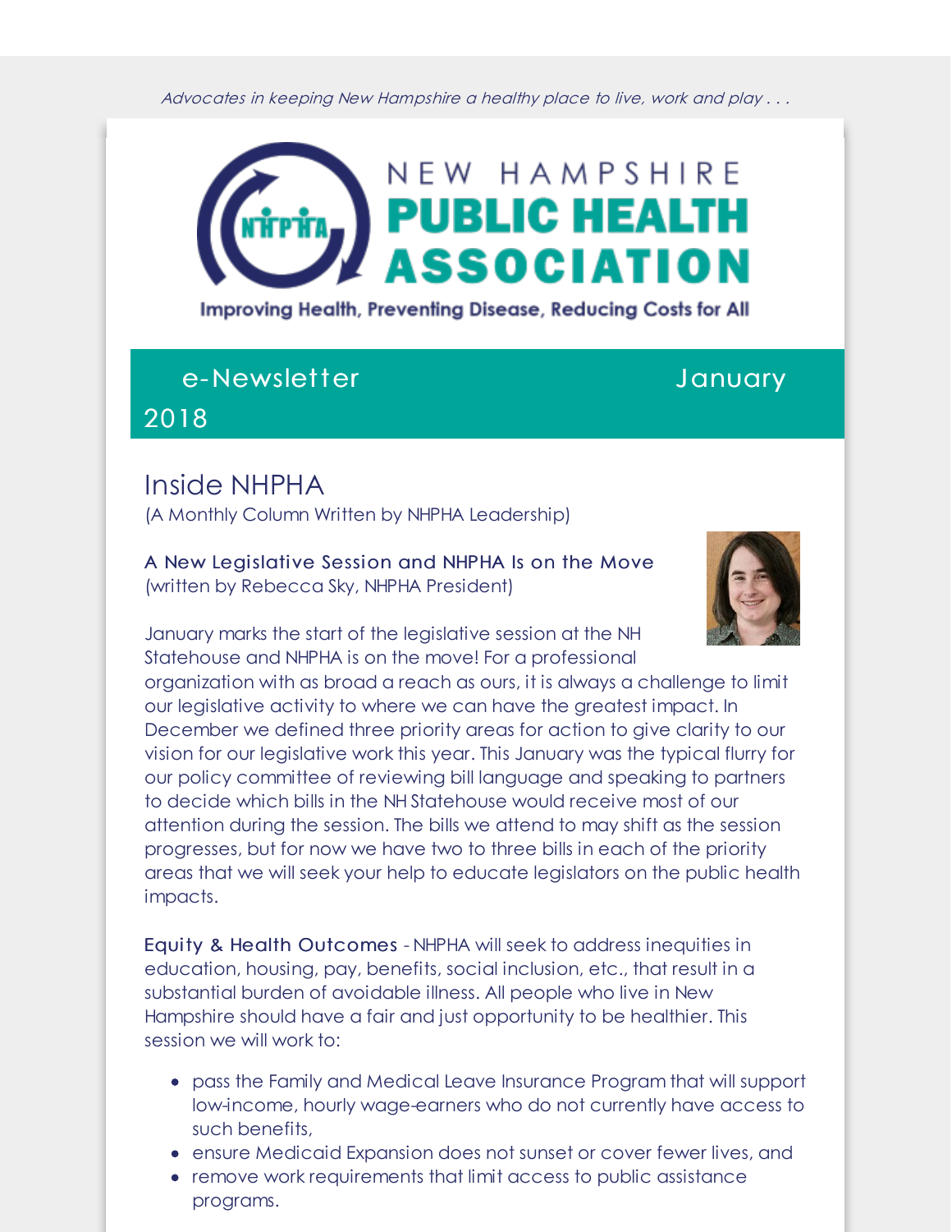*Advocates in keeping New Hampshire a healthy place to live, work and play . . .*

# NEW HAMPSHIRE PUBLIC HEALTH ASSOCIATION

Improving Health, Preventing Disease, Reducing Costs for All

## e-Newsletter January 2018

## Inside NHPHA

(A Monthly Column Written by NHPHA Leadership)

### A New Legislative Session and NHPHA Is on the Move

(written by Rebecca Sky, NHPHA President)

January marks the start of the legislative session at the NH Statehouse and NHPHA is on the move! For a professional organization with as broad a reach as ours, it is always a challenge to limit our legislative activity to where we can have the greatest impact. In December we defined three priority areas for action to give clarity to our vision for our legislative work this year. This January was the typical flurry for our policy committee of reviewing bill language and speaking to partners to decide which bills in the NH Statehouse would receive most of our attention during the session. The bills we attend to may shift as the session progresses, but for now we have two to three bills in each of the priority areas that we will seek your help to educate legislators on the public health impacts.

**Equity & Health Outcomes** - NHPHA will seek to address inequities in education, housing, pay, benefits, social inclusion, etc., that result in a substantial burden of avoidable illness. All people who live in New Hampshire should have a fair and just opportunity to be healthier. This session we will work to:

- pass the Family and Medical Leave Insurance Program that will support low-income, hourly wage-earners who do not currently have access to such benefits,
- ensure Medicaid Expansion does not sunset or cover fewer lives, and
- remove work requirements that limit access to public assistance programs.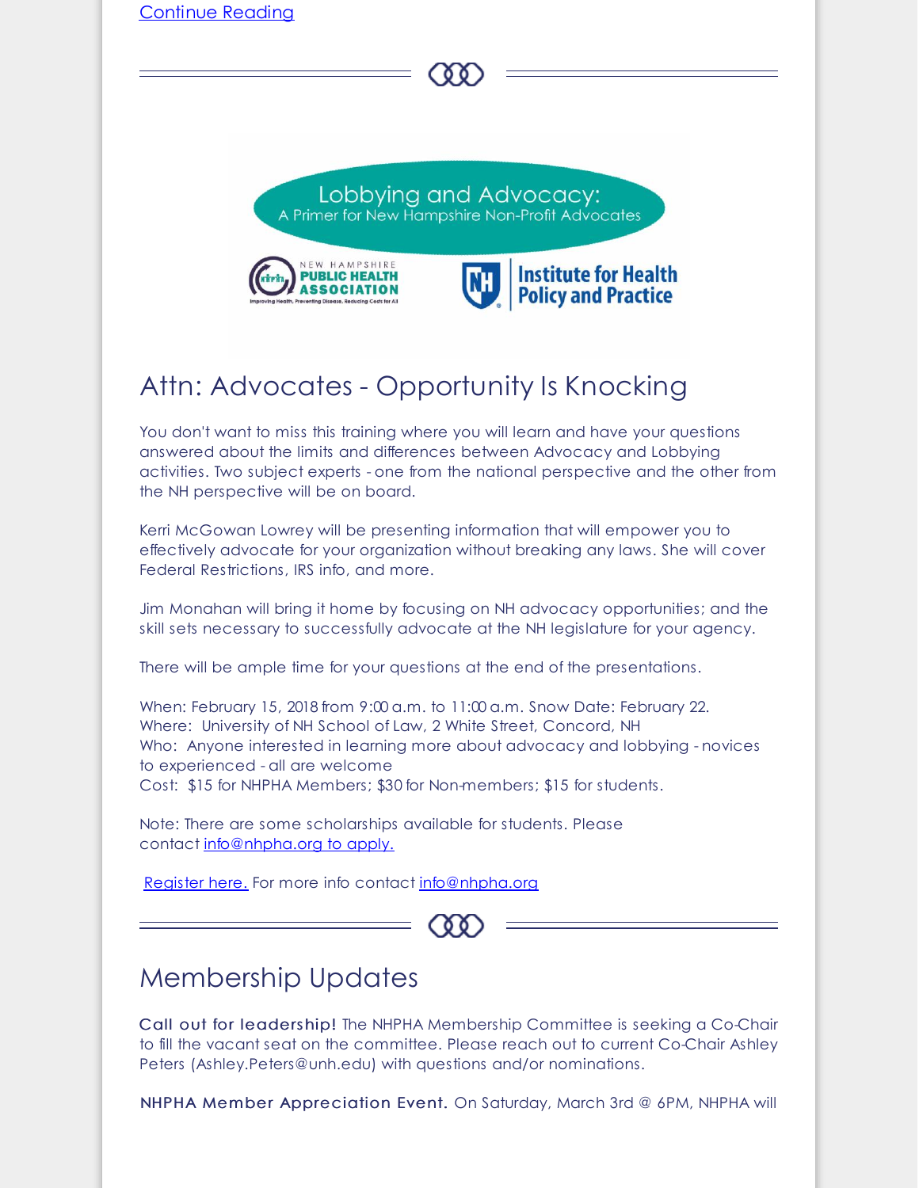Continue Reading

Lobbying and Advocacy:
A Primer for New Hampshire Non-Profit Advocates

NEW HAMPSHIRE PUBLIC HEALTH ASSOCIATION
Improving Health, Preventing Disease, Reducing Costs for All

Institute for Health Policy and Practice

## Attn: Advocates - Opportunity Is Knocking

You don't want to miss this training where you will learn and have your questions answered about the limits and differences between Advocacy and Lobbying activities. Two subject experts - one from the national perspective and the other from the NH perspective will be on board.

Kerri McGowan Lowrey will be presenting information that will empower you to effectively advocate for your organization without breaking any laws. She will cover Federal Restrictions, IRS info, and more.

Jim Monahan will bring it home by focusing on NH advocacy opportunities; and the skill sets necessary to successfully advocate at the NH legislature for your agency.

There will be ample time for your questions at the end of the presentations.

When: February 15, 2018 from 9:00 a.m. to 11:00 a.m. Snow Date: February 22.
Where: University of NH School of Law, 2 White Street, Concord, NH
Who: Anyone interested in learning more about advocacy and lobbying - novices to experienced - all are welcome
Cost: $15 for NHPHA Members; $30 for Non-members; $15 for students.

Note: There are some scholarships available for students. Please contact info@nhpha.org to apply.

Register here. For more info contact info@nhpha.org

## Membership Updates

**Call out for leadership!** The NHPHA Membership Committee is seeking a Co-Chair to fill the vacant seat on the committee. Please reach out to current Co-Chair Ashley Peters (Ashley.Peters@unh.edu) with questions and/or nominations.

**NHPHA Member Appreciation Event.** On Saturday, March 3rd @ 6PM, NHPHA will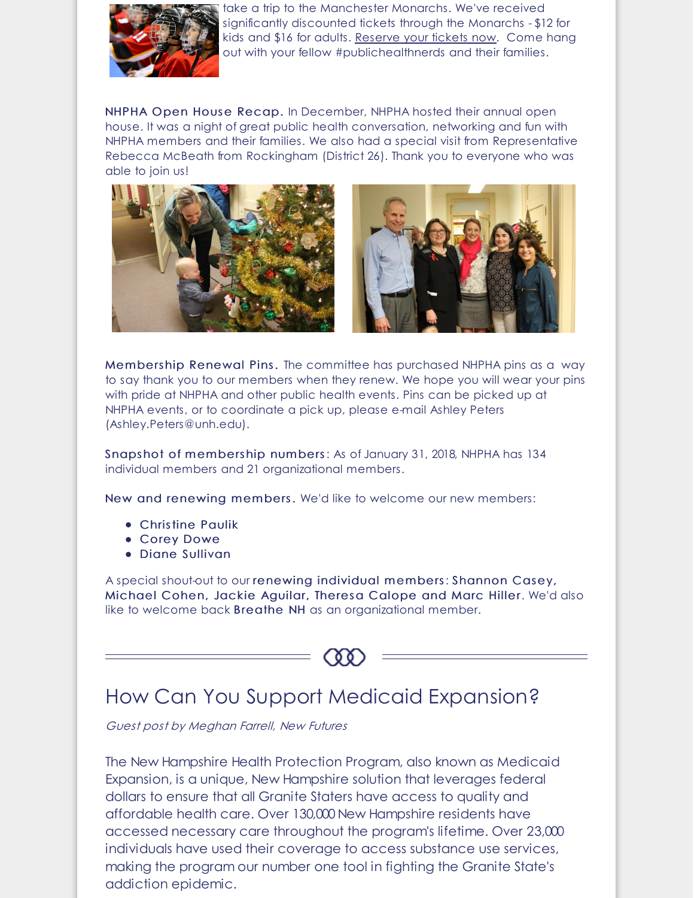take a trip to the Manchester Monarchs. We've received significantly discounted tickets through the Monarchs - $12 for kids and $16 for adults. Reserve your tickets now. Come hang out with your fellow #publichealthnerds and their families.

**NHPHA Open House Recap.** In December, NHPHA hosted their annual open house. It was a night of great public health conversation, networking and fun with NHPHA members and their families. We also had a special visit from Representative Rebecca McBeath from Rockingham (District 26). Thank you to everyone who was able to join us!

**Membership Renewal Pins.** The committee has purchased NHPHA pins as a way to say thank you to our members when they renew. We hope you will wear your pins with pride at NHPHA and other public health events. Pins can be picked up at NHPHA events, or to coordinate a pick up, please e-mail Ashley Peters (Ashley.Peters@unh.edu).

**Snapshot of membership numbers**: As of January 31, 2018, NHPHA has 134 individual members and 21 organizational members.

**New and renewing members.** We'd like to welcome our new members:

- Christine Paulik
- Corey Dowe
- Diane Sullivan

A special shout-out to our **renewing individual members**: **Shannon Casey, Michael Cohen, Jackie Aguilar, Theresa Calope and Marc Hiller**. We'd also like to welcome back **Breathe NH** as an organizational member.

## How Can You Support Medicaid Expansion?

*Guest post by Meghan Farrell, New Futures*

The New Hampshire Health Protection Program, also known as Medicaid Expansion, is a unique, New Hampshire solution that leverages federal dollars to ensure that all Granite Staters have access to quality and affordable health care. Over 130,000 New Hampshire residents have accessed necessary care throughout the program's lifetime. Over 23,000 individuals have used their coverage to access substance use services, making the program our number one tool in fighting the Granite State's addiction epidemic.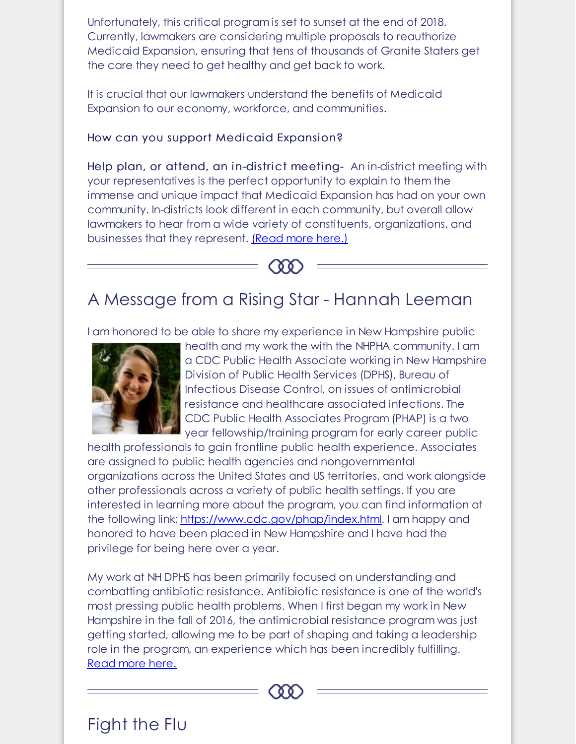Unfortunately, this critical program is set to sunset at the end of 2018. Currently, lawmakers are considering multiple proposals to reauthorize Medicaid Expansion, ensuring that tens of thousands of Granite Staters get the care they need to get healthy and get back to work.

It is crucial that our lawmakers understand the benefits of Medicaid Expansion to our economy, workforce, and communities.

**How can you support Medicaid Expansion?**

**Help plan, or attend, an in-district meeting-** An in-district meeting with your representatives is the perfect opportunity to explain to them the immense and unique impact that Medicaid Expansion has had on your own community. In-districts look different in each community, but overall allow lawmakers to hear from a wide variety of constituents, organizations, and businesses that they represent. (Read more here.)

---

## A Message from a Rising Star - Hannah Leeman

I am honored to be able to share my experience in New Hampshire public health and my work the with the NHPHA community. I am a CDC Public Health Associate working in New Hampshire Division of Public Health Services (DPHS), Bureau of Infectious Disease Control, on issues of antimicrobial resistance and healthcare associated infections. The CDC Public Health Associates Program (PHAP) is a two year fellowship/training program for early career public health professionals to gain frontline public health experience. Associates are assigned to public health agencies and nongovernmental organizations across the United States and US territories, and work alongside other professionals across a variety of public health settings. If you are interested in learning more about the program, you can find information at the following link: https://www.cdc.gov/phap/index.html. I am happy and honored to have been placed in New Hampshire and I have had the privilege for being here over a year.

My work at NH DPHS has been primarily focused on understanding and combatting antibiotic resistance. Antibiotic resistance is one of the world's most pressing public health problems. When I first began my work in New Hampshire in the fall of 2016, the antimicrobial resistance program was just getting started, allowing me to be part of shaping and taking a leadership role in the program, an experience which has been incredibly fulfilling. Read more here.

---

## Fight the Flu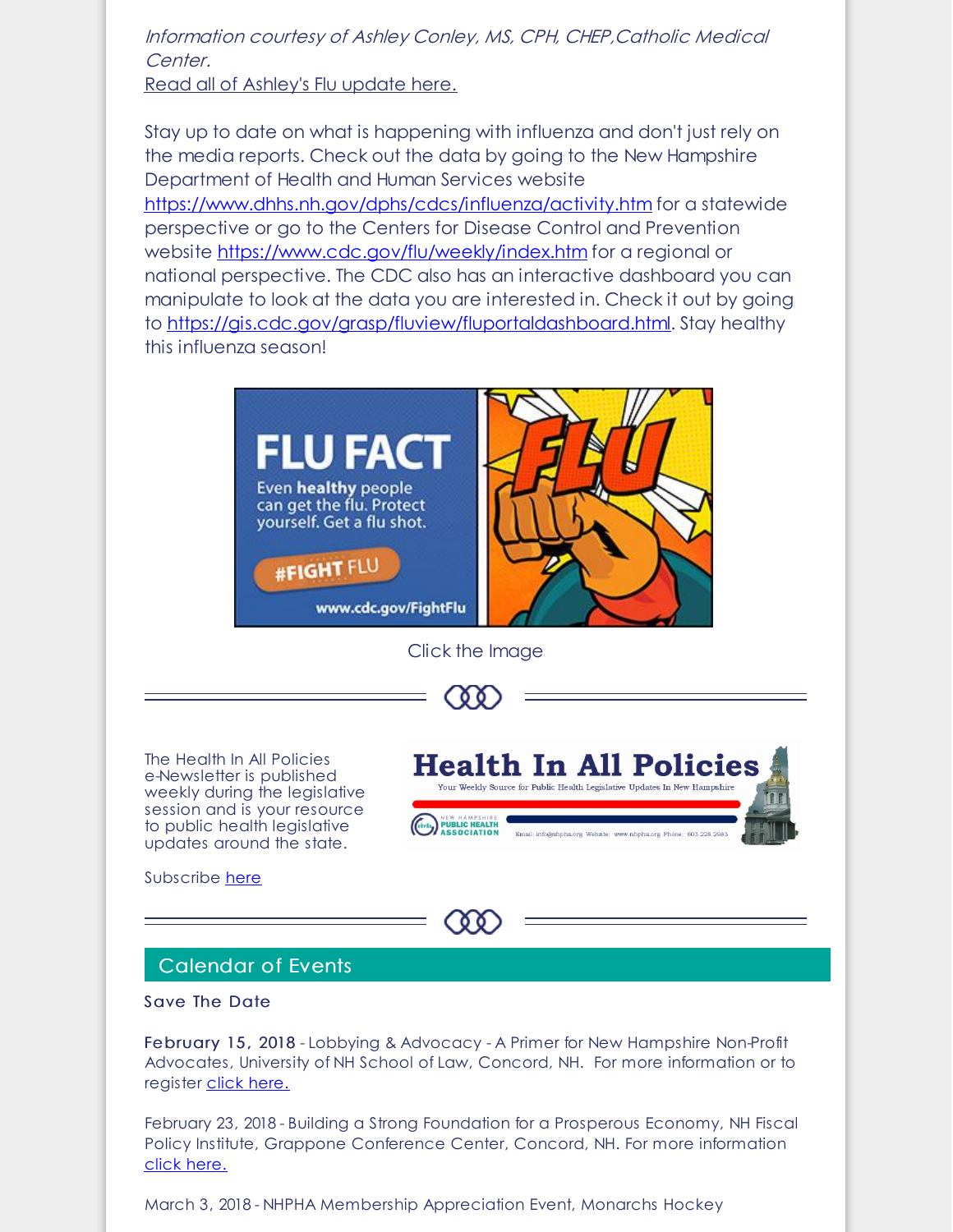*Information courtesy of Ashley Conley, MS, CPH, CHEP,Catholic Medical Center.*
Read all of Ashley's Flu update here.

Stay up to date on what is happening with influenza and don't just rely on the media reports. Check out the data by going to the New Hampshire Department of Health and Human Services website https://www.dhhs.nh.gov/dphs/cdcs/influenza/activity.htm for a statewide perspective or go to the Centers for Disease Control and Prevention website https://www.cdc.gov/flu/weekly/index.htm for a regional or national perspective. The CDC also has an interactive dashboard you can manipulate to look at the data you are interested in. Check it out by going to https://gis.cdc.gov/grasp/fluview/fluportaldashboard.html. Stay healthy this influenza season!

Click the Image

The Health In All Policies e-Newsletter is published weekly during the legislative session and is your resource to public health legislative updates around the state.

Subscribe here

## Calendar of Events

### Save The Date

**February 15, 2018** - Lobbying & Advocacy - A Primer for New Hampshire Non-Profit Advocates, University of NH School of Law, Concord, NH. For more information or to register click here.

February 23, 2018 - Building a Strong Foundation for a Prosperous Economy, NH Fiscal Policy Institute, Grappone Conference Center, Concord, NH. For more information click here.

March 3, 2018 - NHPHA Membership Appreciation Event, Monarchs Hockey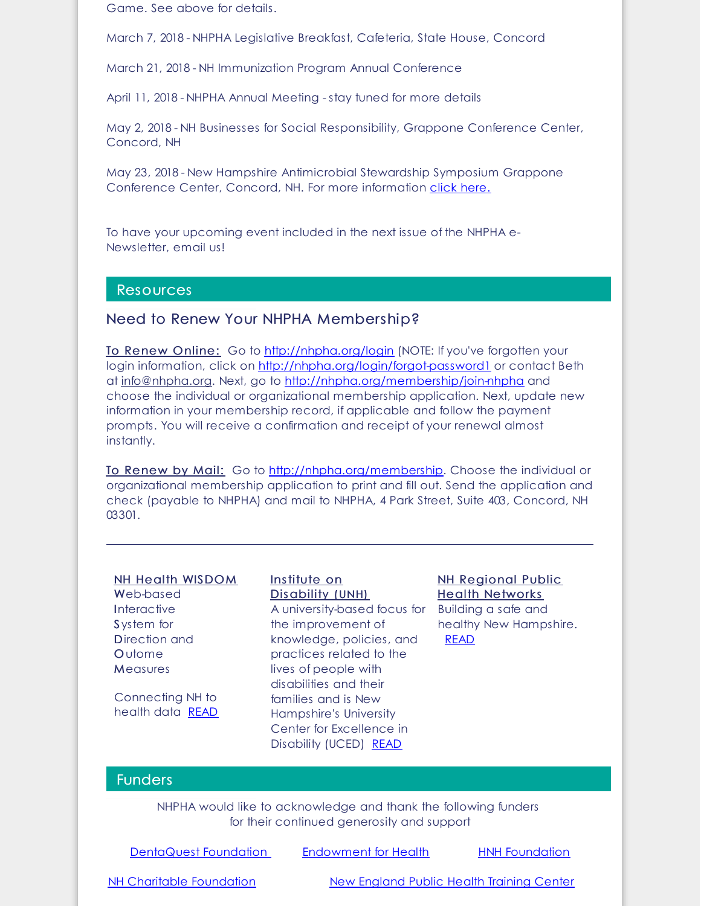Game. See above for details.

March 7, 2018 - NHPHA Legislative Breakfast, Cafeteria, State House, Concord

March 21, 2018 - NH Immunization Program Annual Conference

April 11, 2018 - NHPHA Annual Meeting - stay tuned for more details

May 2, 2018 - NH Businesses for Social Responsibility, Grappone Conference Center, Concord, NH

May 23, 2018 - New Hampshire Antimicrobial Stewardship Symposium Grappone Conference Center, Concord, NH. For more information click here.

To have your upcoming event included in the next issue of the NHPHA e-Newsletter, email us!

## Resources

### Need to Renew Your NHPHA Membership?

**To Renew Online:** Go to http://nhpha.org/login (NOTE: If you've forgotten your login information, click on http://nhpha.org/login/forgot-password1 or contact Beth at info@nhpha.org. Next, go to http://nhpha.org/membership/join-nhpha and choose the individual or organizational membership application. Next, update new information in your membership record, if applicable and follow the payment prompts. You will receive a confirmation and receipt of your renewal almost instantly.

**To Renew by Mail:** Go to http://nhpha.org/membership. Choose the individual or organizational membership application to print and fill out. Send the application and check (payable to NHPHA) and mail to NHPHA, 4 Park Street, Suite 403, Concord, NH 03301.

---

**NH Health WISDOM**
**W**eb-based **I**nteractive **S**ystem for **D**irection and **O**utome **M**easures

Connecting NH to health data READ

**Institute on Disability (UNH)**
A university-based focus for the improvement of knowledge, policies, and practices related to the lives of people with disabilities and their families and is New Hampshire's University Center for Excellence in Disability (UCED) READ

**NH Regional Public Health Networks**
Building a safe and healthy New Hampshire. READ

## Funders

NHPHA would like to acknowledge and thank the following funders for their continued generosity and support

DentaQuest Foundation

Endowment for Health

HNH Foundation

NH Charitable Foundation

New England Public Health Training Center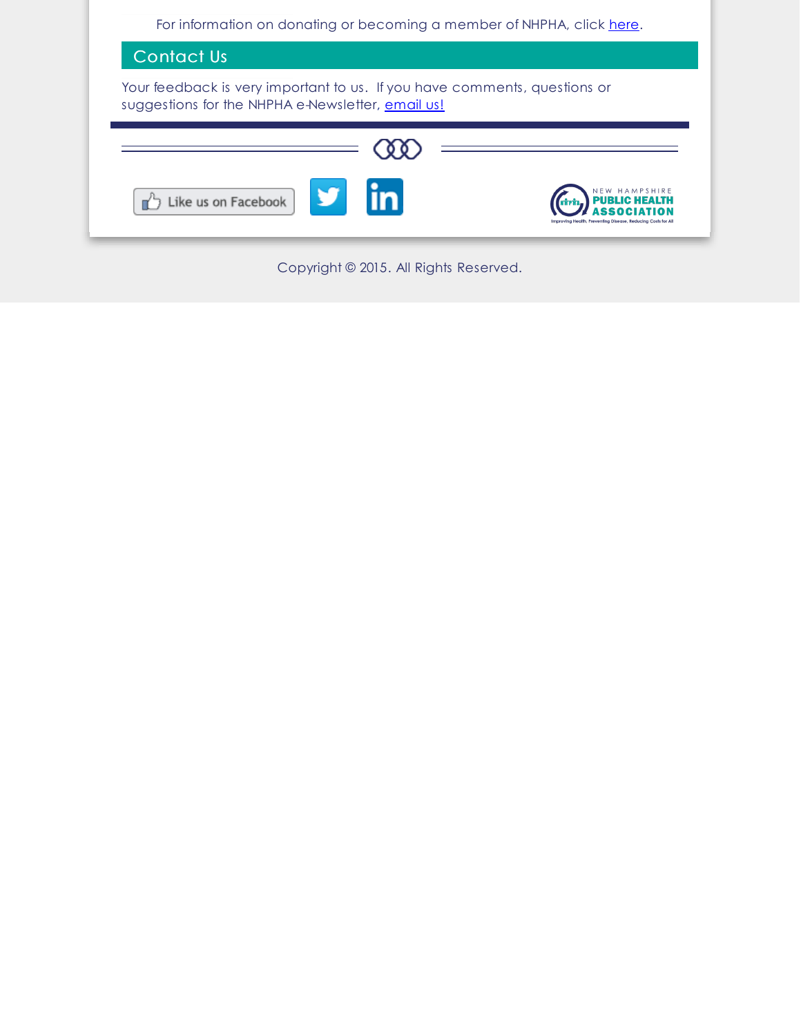For information on donating or becoming a member of NHPHA, click here.

## Contact Us

Your feedback is very important to us. If you have comments, questions or suggestions for the NHPHA e-Newsletter, email us!

Like us on Facebook

NEW HAMPSHIRE PUBLIC HEALTH ASSOCIATION

Improving Health, Preventing Disease, Reducing Costs for All

Copyright © 2015. All Rights Reserved.